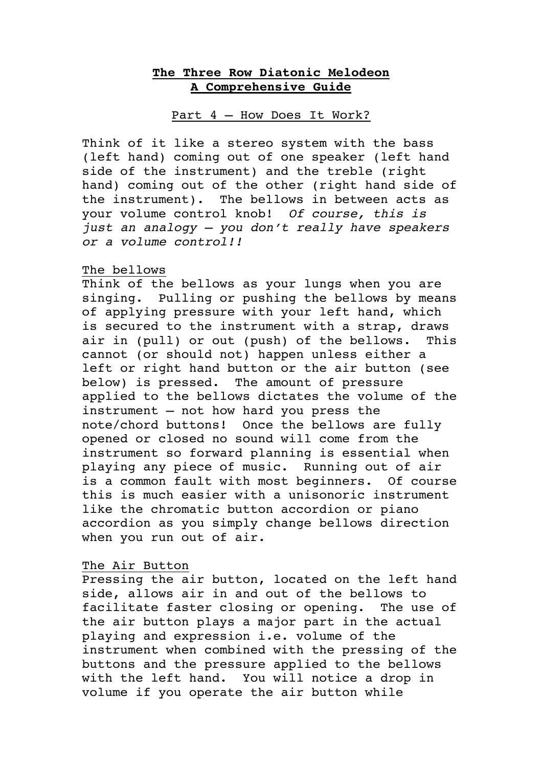# **The Three Row Diatonic Melodeon**
# **A Comprehensive Guide**

## Part 4 – How Does It Work?

Think of it like a stereo system with the bass (left hand) coming out of one speaker (left hand side of the instrument) and the treble (right hand) coming out of the other (right hand side of the instrument). The bellows in between acts as your volume control knob! *Of course, this is just an analogy – you don't really have speakers or a volume control!!*

### The bellows

Think of the bellows as your lungs when you are singing. Pulling or pushing the bellows by means of applying pressure with your left hand, which is secured to the instrument with a strap, draws air in (pull) or out (push) of the bellows. This cannot (or should not) happen unless either a left or right hand button or the air button (see below) is pressed. The amount of pressure applied to the bellows dictates the volume of the instrument – not how hard you press the note/chord buttons! Once the bellows are fully opened or closed no sound will come from the instrument so forward planning is essential when playing any piece of music. Running out of air is a common fault with most beginners. Of course this is much easier with a unisonoric instrument like the chromatic button accordion or piano accordion as you simply change bellows direction when you run out of air.

### The Air Button

Pressing the air button, located on the left hand side, allows air in and out of the bellows to facilitate faster closing or opening. The use of the air button plays a major part in the actual playing and expression i.e. volume of the instrument when combined with the pressing of the buttons and the pressure applied to the bellows with the left hand. You will notice a drop in volume if you operate the air button while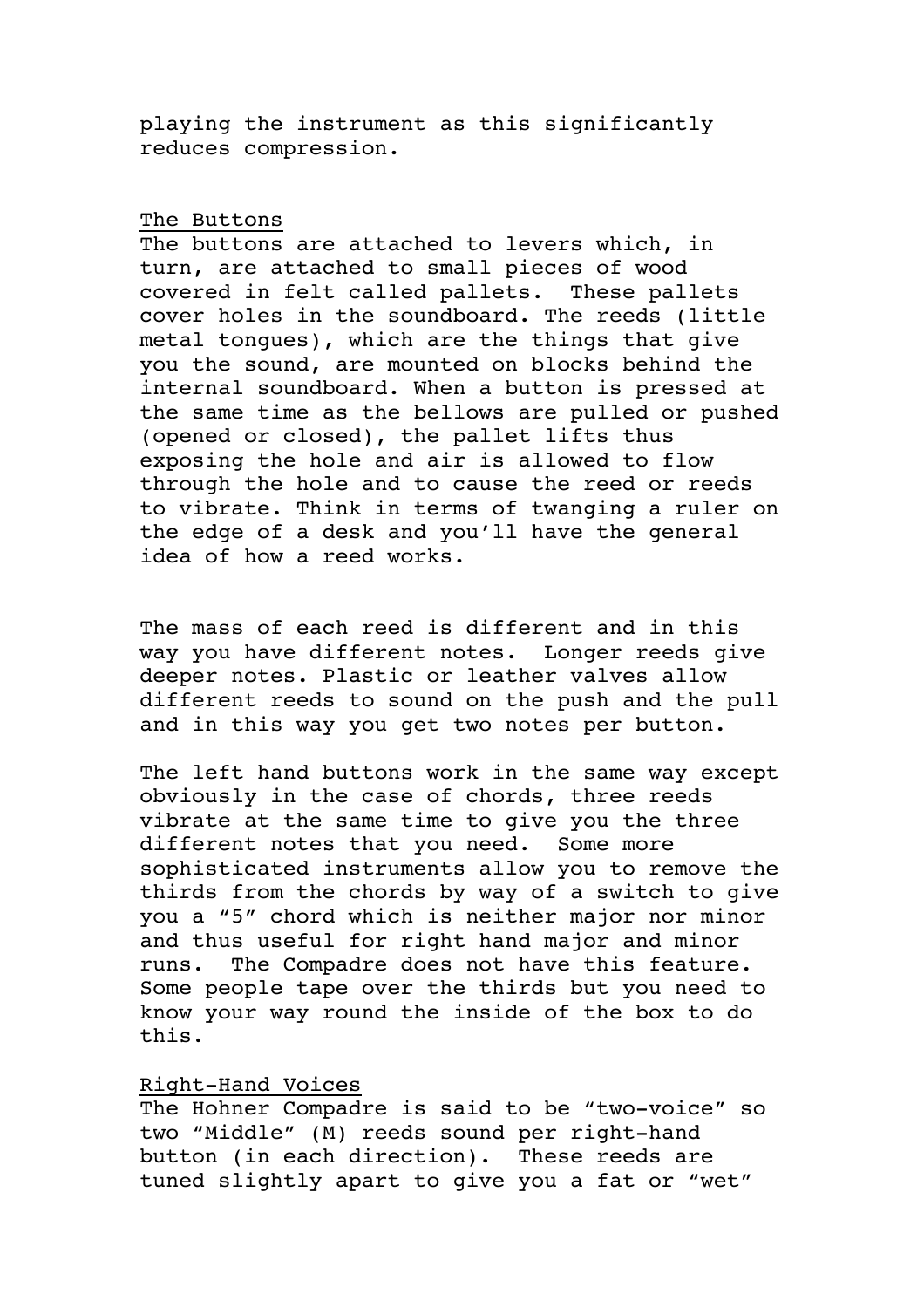playing the instrument as this significantly reduces compression.

## The Buttons

The buttons are attached to levers which, in turn, are attached to small pieces of wood covered in felt called pallets. These pallets cover holes in the soundboard. The reeds (little metal tongues), which are the things that give you the sound, are mounted on blocks behind the internal soundboard. When a button is pressed at the same time as the bellows are pulled or pushed (opened or closed), the pallet lifts thus exposing the hole and air is allowed to flow through the hole and to cause the reed or reeds to vibrate. Think in terms of twanging a ruler on the edge of a desk and you'll have the general idea of how a reed works.

The mass of each reed is different and in this way you have different notes. Longer reeds give deeper notes. Plastic or leather valves allow different reeds to sound on the push and the pull and in this way you get two notes per button.

The left hand buttons work in the same way except obviously in the case of chords, three reeds vibrate at the same time to give you the three different notes that you need. Some more sophisticated instruments allow you to remove the thirds from the chords by way of a switch to give you a "5" chord which is neither major nor minor and thus useful for right hand major and minor runs. The Compadre does not have this feature. Some people tape over the thirds but you need to know your way round the inside of the box to do this.

## Right-Hand Voices

The Hohner Compadre is said to be "two-voice" so two "Middle" (M) reeds sound per right-hand button (in each direction). These reeds are tuned slightly apart to give you a fat or "wet"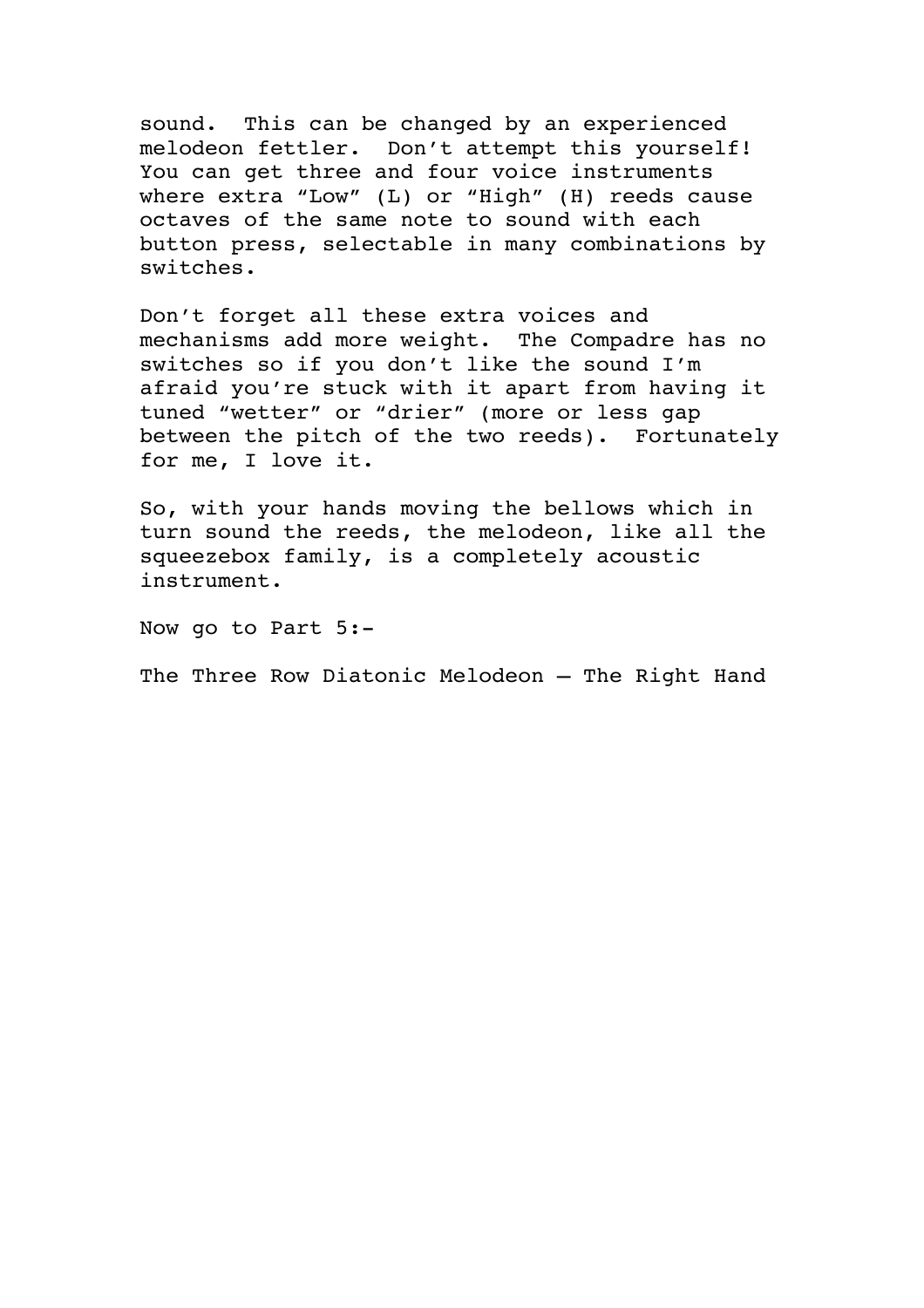sound. This can be changed by an experienced melodeon fettler. Don't attempt this yourself! You can get three and four voice instruments where extra "Low" (L) or "High" (H) reeds cause octaves of the same note to sound with each button press, selectable in many combinations by switches.

Don't forget all these extra voices and mechanisms add more weight. The Compadre has no switches so if you don't like the sound I'm afraid you're stuck with it apart from having it tuned "wetter" or "drier" (more or less gap between the pitch of the two reeds). Fortunately for me, I love it.

So, with your hands moving the bellows which in turn sound the reeds, the melodeon, like all the squeezebox family, is a completely acoustic instrument.

Now go to Part 5:-

The Three Row Diatonic Melodeon – The Right Hand